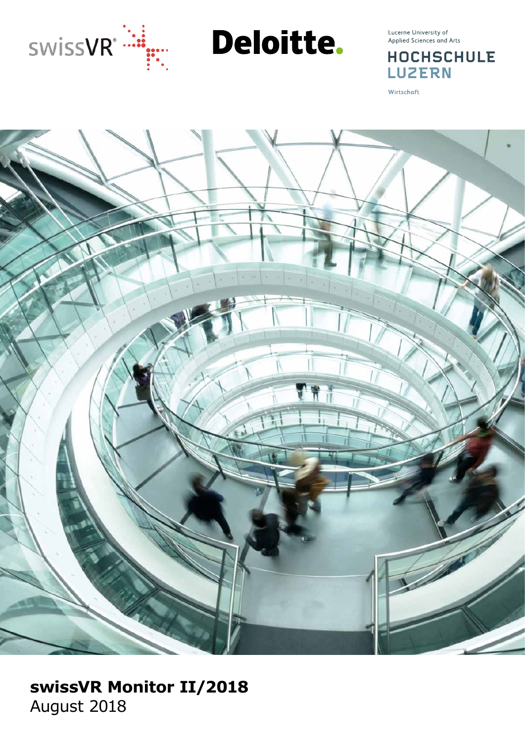swissVR

Deloitte.

Lucerne University of Applied Sciences and Arts

HOCHSCHULE LUZERN

Wirtschaft

# swissVR Monitor II/2018

August 2018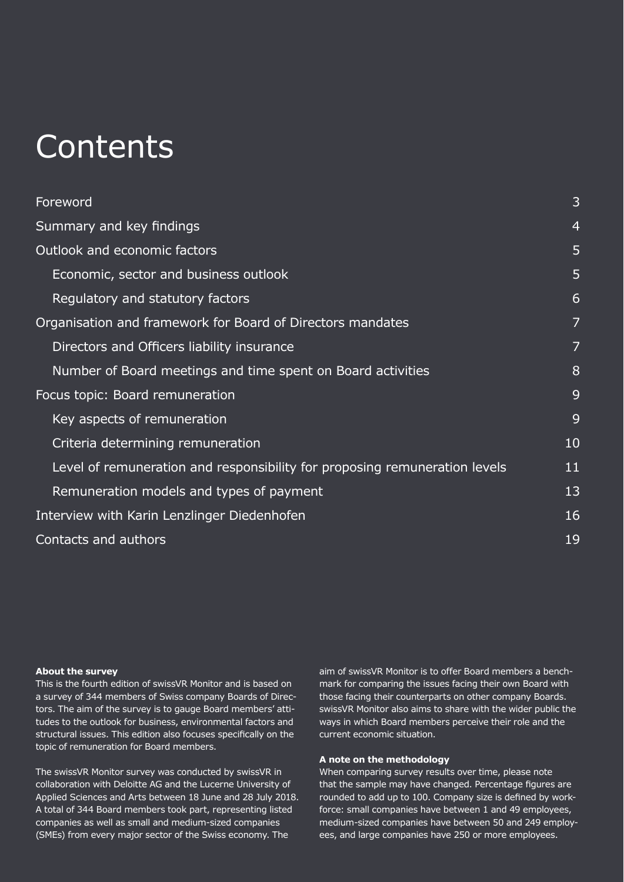# Contents

| | |
|---|---|
| Foreword | 3 |
| Summary and key findings | 4 |
| Outlook and economic factors | 5 |
| Economic, sector and business outlook | 5 |
| Regulatory and statutory factors | 6 |
| Organisation and framework for Board of Directors mandates | 7 |
| Directors and Officers liability insurance | 7 |
| Number of Board meetings and time spent on Board activities | 8 |
| Focus topic: Board remuneration | 9 |
| Key aspects of remuneration | 9 |
| Criteria determining remuneration | 10 |
| Level of remuneration and responsibility for proposing remuneration levels | 11 |
| Remuneration models and types of payment | 13 |
| Interview with Karin Lenzlinger Diedenhofen | 16 |
| Contacts and authors | 19 |

**About the survey**

This is the fourth edition of swissVR Monitor and is based on a survey of 344 members of Swiss company Boards of Directors. The aim of the survey is to gauge Board members' attitudes to the outlook for business, environmental factors and structural issues. This edition also focuses specifically on the topic of remuneration for Board members.

The swissVR Monitor survey was conducted by swissVR in collaboration with Deloitte AG and the Lucerne University of Applied Sciences and Arts between 18 June and 28 July 2018. A total of 344 Board members took part, representing listed companies as well as small and medium-sized companies (SMEs) from every major sector of the Swiss economy. The aim of swissVR Monitor is to offer Board members a benchmark for comparing the issues facing their own Board with those facing their counterparts on other company Boards. swissVR Monitor also aims to share with the wider public the ways in which Board members perceive their role and the current economic situation.

**A note on the methodology**

When comparing survey results over time, please note that the sample may have changed. Percentage figures are rounded to add up to 100. Company size is defined by workforce: small companies have between 1 and 49 employees, medium-sized companies have between 50 and 249 employees, and large companies have 250 or more employees.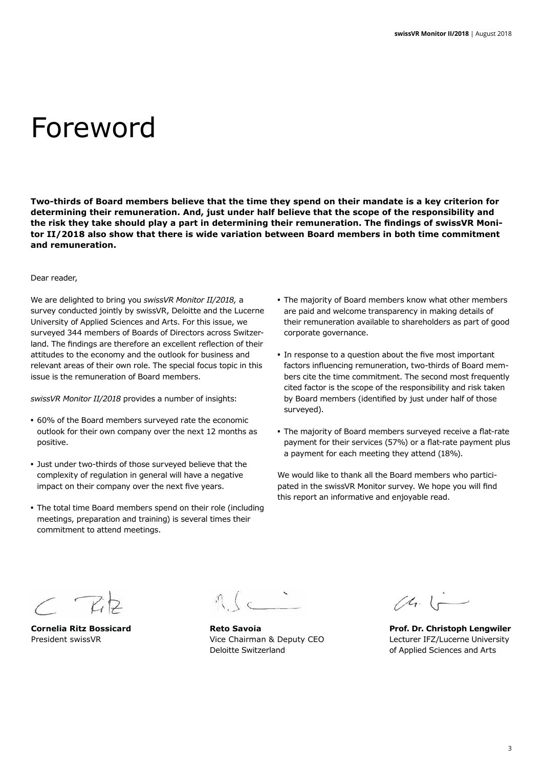# Foreword

**Two-thirds of Board members believe that the time they spend on their mandate is a key criterion for determining their remuneration. And, just under half believe that the scope of the responsibility and the risk they take should play a part in determining their remuneration. The findings of swissVR Monitor II/2018 also show that there is wide variation between Board members in both time commitment and remuneration.**

Dear reader,

We are delighted to bring you *swissVR Monitor II/2018,* a survey conducted jointly by swissVR, Deloitte and the Lucerne University of Applied Sciences and Arts. For this issue, we surveyed 344 members of Boards of Directors across Switzerland. The findings are therefore an excellent reflection of their attitudes to the economy and the outlook for business and relevant areas of their own role. The special focus topic in this issue is the remuneration of Board members.

*swissVR Monitor II/2018* provides a number of insights:

- 60% of the Board members surveyed rate the economic outlook for their own company over the next 12 months as positive.
- Just under two-thirds of those surveyed believe that the complexity of regulation in general will have a negative impact on their company over the next five years.
- The total time Board members spend on their role (including meetings, preparation and training) is several times their commitment to attend meetings.
- The majority of Board members know what other members are paid and welcome transparency in making details of their remuneration available to shareholders as part of good corporate governance.
- In response to a question about the five most important factors influencing remuneration, two-thirds of Board members cite the time commitment. The second most frequently cited factor is the scope of the responsibility and risk taken by Board members (identified by just under half of those surveyed).
- The majority of Board members surveyed receive a flat-rate payment for their services (57%) or a flat-rate payment plus a payment for each meeting they attend (18%).

We would like to thank all the Board members who participated in the swissVR Monitor survey. We hope you will find this report an informative and enjoyable read.

**Cornelia Ritz Bossicard**
President swissVR

**Reto Savoia**
Vice Chairman & Deputy CEO
Deloitte Switzerland

**Prof. Dr. Christoph Lengwiler**
Lecturer IFZ/Lucerne University of Applied Sciences and Arts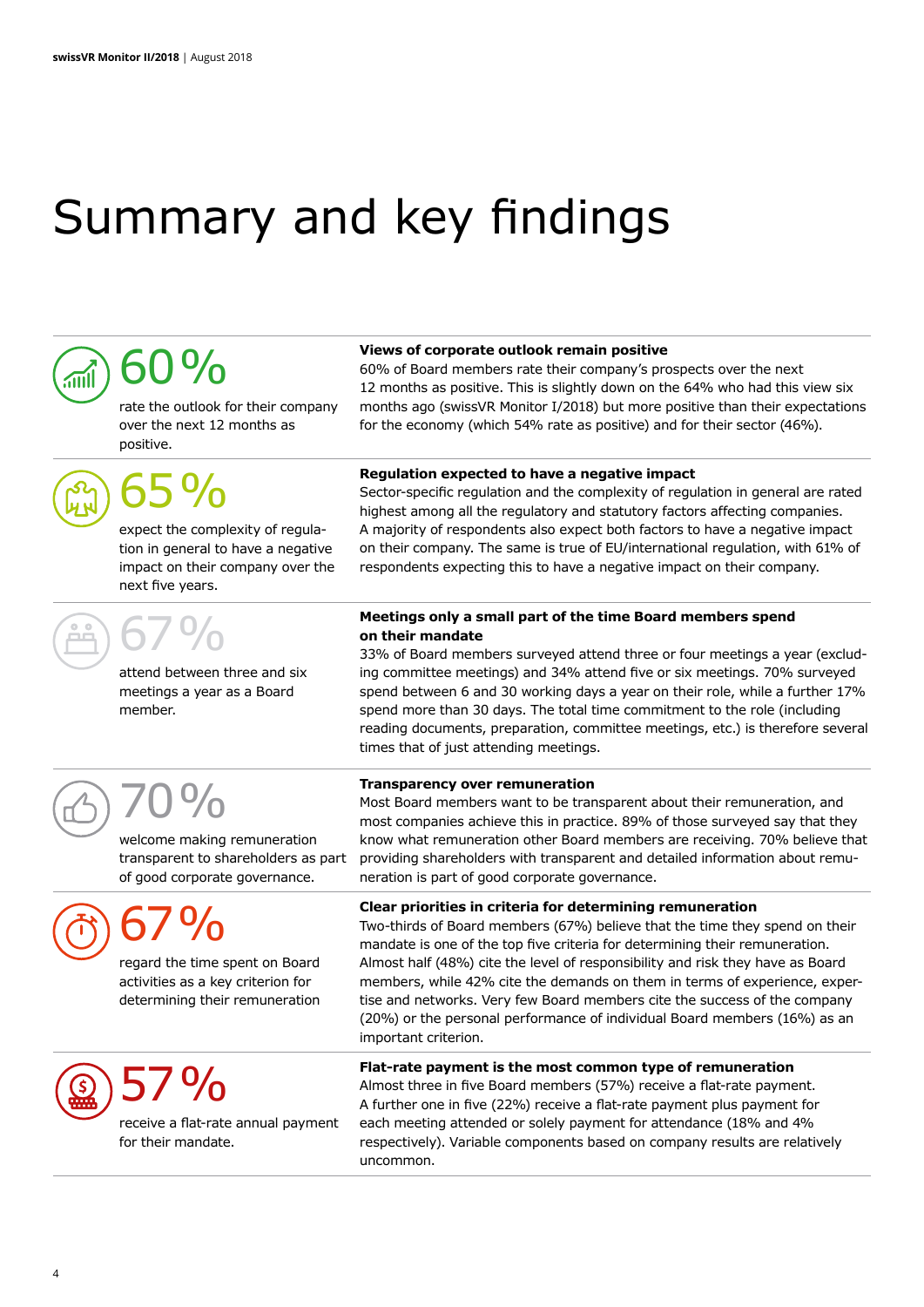# Summary and key findings

**60 %**

rate the outlook for their company over the next 12 months as positive.

**Views of corporate outlook remain positive**
60% of Board members rate their company's prospects over the next 12 months as positive. This is slightly down on the 64% who had this view six months ago (swissVR Monitor I/2018) but more positive than their expectations for the economy (which 54% rate as positive) and for their sector (46%).

**65 %**

expect the complexity of regulation in general to have a negative impact on their company over the next five years.

**Regulation expected to have a negative impact**
Sector-specific regulation and the complexity of regulation in general are rated highest among all the regulatory and statutory factors affecting companies. A majority of respondents also expect both factors to have a negative impact on their company. The same is true of EU/international regulation, with 61% of respondents expecting this to have a negative impact on their company.

**67 %**

attend between three and six meetings a year as a Board member.

**Meetings only a small part of the time Board members spend on their mandate**
33% of Board members surveyed attend three or four meetings a year (excluding committee meetings) and 34% attend five or six meetings. 70% surveyed spend between 6 and 30 working days a year on their role, while a further 17% spend more than 30 days. The total time commitment to the role (including reading documents, preparation, committee meetings, etc.) is therefore several times that of just attending meetings.

**70 %**

welcome making remuneration transparent to shareholders as part of good corporate governance.

**Transparency over remuneration**
Most Board members want to be transparent about their remuneration, and most companies achieve this in practice. 89% of those surveyed say that they know what remuneration other Board members are receiving. 70% believe that providing shareholders with transparent and detailed information about remuneration is part of good corporate governance.

**67 %**

regard the time spent on Board activities as a key criterion for determining their remuneration

**Clear priorities in criteria for determining remuneration**
Two-thirds of Board members (67%) believe that the time they spend on their mandate is one of the top five criteria for determining their remuneration. Almost half (48%) cite the level of responsibility and risk they have as Board members, while 42% cite the demands on them in terms of experience, expertise and networks. Very few Board members cite the success of the company (20%) or the personal performance of individual Board members (16%) as an important criterion.

**57 %**

receive a flat-rate annual payment for their mandate.

**Flat-rate payment is the most common type of remuneration**
Almost three in five Board members (57%) receive a flat-rate payment. A further one in five (22%) receive a flat-rate payment plus payment for each meeting attended or solely payment for attendance (18% and 4% respectively). Variable components based on company results are relatively uncommon.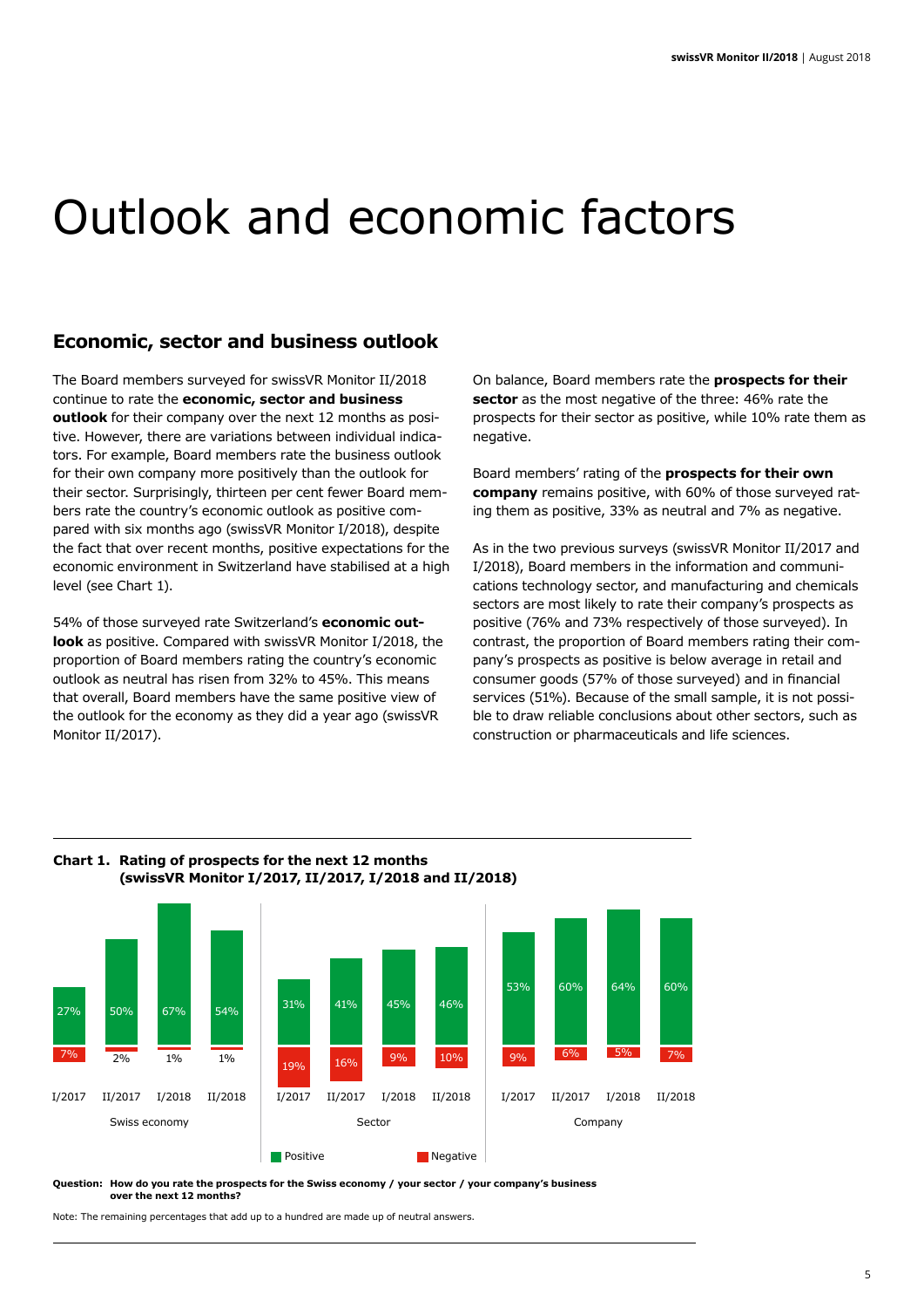# Outlook and economic factors

## Economic, sector and business outlook

The Board members surveyed for swissVR Monitor II/2018 continue to rate the **economic, sector and business outlook** for their company over the next 12 months as positive. However, there are variations between individual indicators. For example, Board members rate the business outlook for their own company more positively than the outlook for their sector. Surprisingly, thirteen per cent fewer Board members rate the country's economic outlook as positive compared with six months ago (swissVR Monitor I/2018), despite the fact that over recent months, positive expectations for the economic environment in Switzerland have stabilised at a high level (see Chart 1).

54% of those surveyed rate Switzerland's **economic outlook** as positive. Compared with swissVR Monitor I/2018, the proportion of Board members rating the country's economic outlook as neutral has risen from 32% to 45%. This means that overall, Board members have the same positive view of the outlook for the economy as they did a year ago (swissVR Monitor II/2017).

On balance, Board members rate the **prospects for their sector** as the most negative of the three: 46% rate the prospects for their sector as positive, while 10% rate them as negative.

Board members' rating of the **prospects for their own company** remains positive, with 60% of those surveyed rating them as positive, 33% as neutral and 7% as negative.

As in the two previous surveys (swissVR Monitor II/2017 and I/2018), Board members in the information and communications technology sector, and manufacturing and chemicals sectors are most likely to rate their company's prospects as positive (76% and 73% respectively of those surveyed). In contrast, the proportion of Board members rating their company's prospects as positive is below average in retail and consumer goods (57% of those surveyed) and in financial services (51%). Because of the small sample, it is not possible to draw reliable conclusions about other sectors, such as construction or pharmaceuticals and life sciences.

**Chart 1. Rating of prospects for the next 12 months (swissVR Monitor I/2017, II/2017, I/2018 and II/2018)**

Swiss economy: I/2017 27% 7%; II/2017 50% 2%; I/2018 67% 1%; II/2018 54% 1%

Sector: I/2017 31% 19%; II/2017 41% 16%; I/2018 45% 9%; II/2018 46% 10%

Company: I/2017 53% 9%; II/2017 60% 6%; I/2018 64% 5%; II/2018 60% 7%

Positive | Negative

**Question: How do you rate the prospects for the Swiss economy / your sector / your company's business over the next 12 months?**

Note: The remaining percentages that add up to a hundred are made up of neutral answers.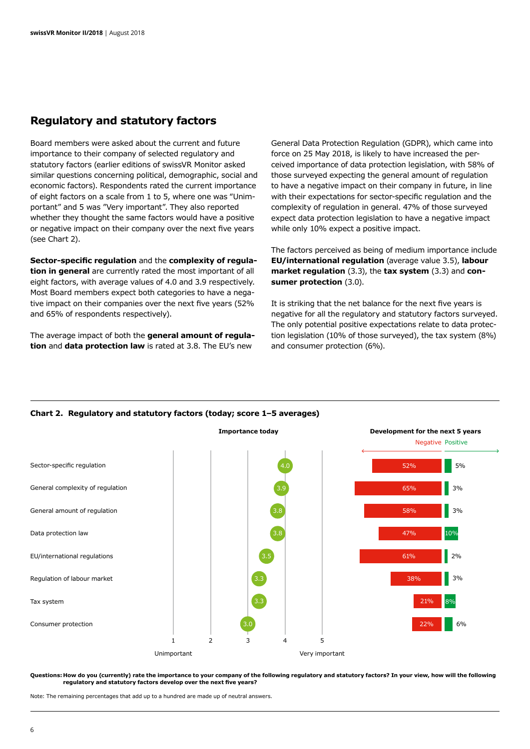## Regulatory and statutory factors

Board members were asked about the current and future importance to their company of selected regulatory and statutory factors (earlier editions of swissVR Monitor asked similar questions concerning political, demographic, social and economic factors). Respondents rated the current importance of eight factors on a scale from 1 to 5, where one was "Unimportant" and 5 was "Very important". They also reported whether they thought the same factors would have a positive or negative impact on their company over the next five years (see Chart 2).

**Sector-specific regulation** and the **complexity of regulation in general** are currently rated the most important of all eight factors, with average values of 4.0 and 3.9 respectively. Most Board members expect both categories to have a negative impact on their companies over the next five years (52% and 65% of respondents respectively).

The average impact of both the **general amount of regulation** and **data protection law** is rated at 3.8. The EU's new General Data Protection Regulation (GDPR), which came into force on 25 May 2018, is likely to have increased the perceived importance of data protection legislation, with 58% of those surveyed expecting the general amount of regulation to have a negative impact on their company in future, in line with their expectations for sector-specific regulation and the complexity of regulation in general. 47% of those surveyed expect data protection legislation to have a negative impact while only 10% expect a positive impact.

The factors perceived as being of medium importance include **EU/international regulation** (average value 3.5), **labour market regulation** (3.3), the **tax system** (3.3) and **consumer protection** (3.0).

It is striking that the net balance for the next five years is negative for all the regulatory and statutory factors surveyed. The only potential positive expectations relate to data protection legislation (10% of those surveyed), the tax system (8%) and consumer protection (6%).

**Chart 2. Regulatory and statutory factors (today; score 1–5 averages)**

Importance today

Development for the next 5 years

Negative Positive

Sector-specific regulation 4.0 52% 5%

General complexity of regulation 3.9 65% 3%

General amount of regulation 3.8 58% 3%

Data protection law 3.8 47% 10%

EU/international regulations 3.5 61% 2%

Regulation of labour market 3.3 38% 3%

Tax system 3.3 21% 8%

Consumer protection 3.0 22% 6%

1 2 3 4 5

Unimportant Very important

**Questions: How do you (currently) rate the importance to your company of the following regulatory and statutory factors? In your view, how will the following regulatory and statutory factors develop over the next five years?**

Note: The remaining percentages that add up to a hundred are made up of neutral answers.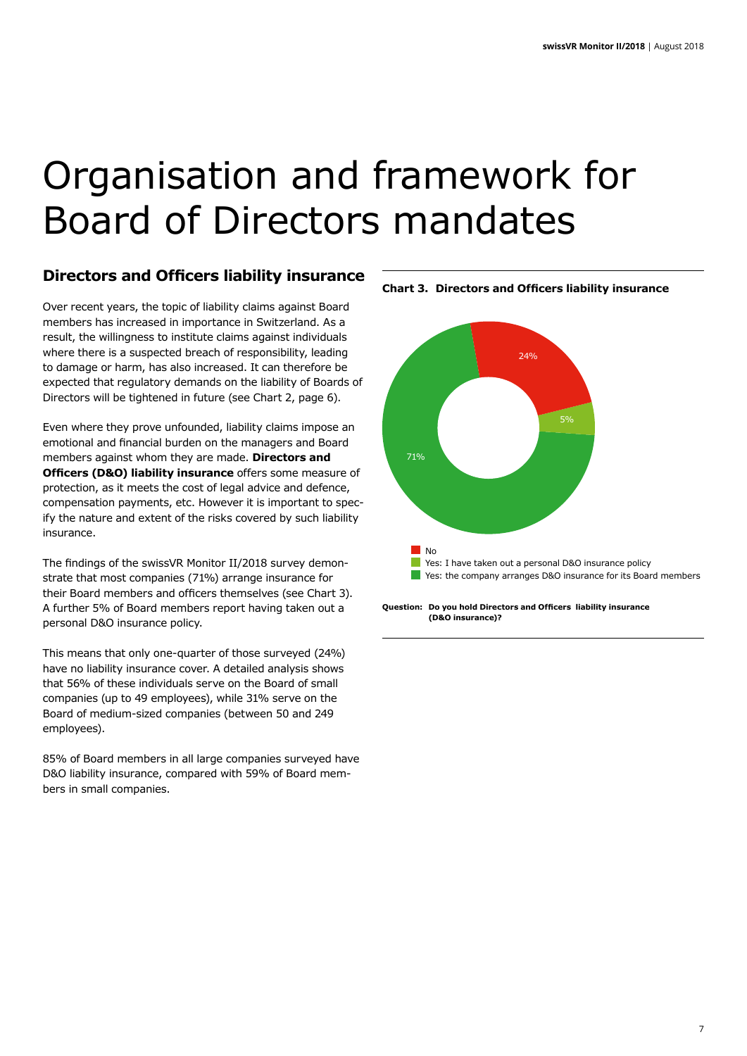# Organisation and framework for Board of Directors mandates

## Directors and Officers liability insurance

Over recent years, the topic of liability claims against Board members has increased in importance in Switzerland. As a result, the willingness to institute claims against individuals where there is a suspected breach of responsibility, leading to damage or harm, has also increased. It can therefore be expected that regulatory demands on the liability of Boards of Directors will be tightened in future (see Chart 2, page 6).

Even where they prove unfounded, liability claims impose an emotional and financial burden on the managers and Board members against whom they are made. **Directors and Officers (D&O) liability insurance** offers some measure of protection, as it meets the cost of legal advice and defence, compensation payments, etc. However it is important to specify the nature and extent of the risks covered by such liability insurance.

The findings of the swissVR Monitor II/2018 survey demonstrate that most companies (71%) arrange insurance for their Board members and officers themselves (see Chart 3). A further 5% of Board members report having taken out a personal D&O insurance policy.

This means that only one-quarter of those surveyed (24%) have no liability insurance cover. A detailed analysis shows that 56% of these individuals serve on the Board of small companies (up to 49 employees), while 31% serve on the Board of medium-sized companies (between 50 and 249 employees).

85% of Board members in all large companies surveyed have D&O liability insurance, compared with 59% of Board members in small companies.

**Chart 3. Directors and Officers liability insurance**

| Response | Share |
|---|---|
| No | 24% |
| Yes: I have taken out a personal D&O insurance policy | 5% |
| Yes: the company arranges D&O insurance for its Board members | 71% |

**Question: Do you hold Directors and Officers liability insurance (D&O insurance)?**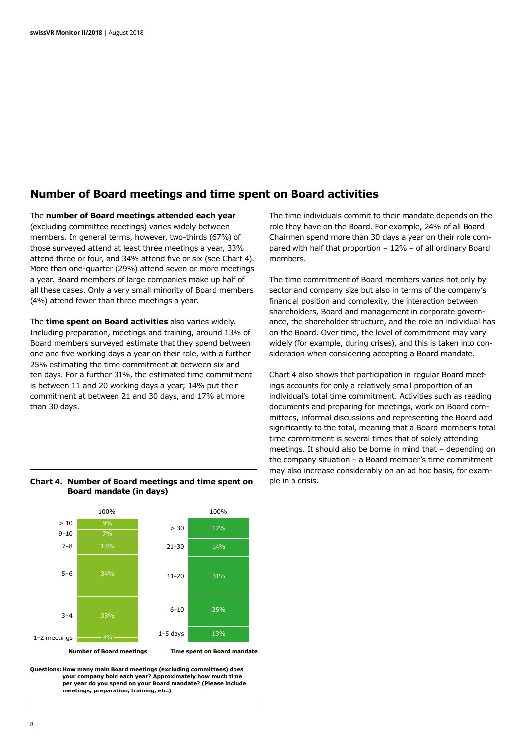## Number of Board meetings and time spent on Board activities

The **number of Board meetings attended each year** (excluding committee meetings) varies widely between members. In general terms, however, two-thirds (67%) of those surveyed attend at least three meetings a year, 33% attend three or four, and 34% attend five or six (see Chart 4). More than one-quarter (29%) attend seven or more meetings a year. Board members of large companies make up half of all these cases. Only a very small minority of Board members (4%) attend fewer than three meetings a year.

The **time spent on Board activities** also varies widely. Including preparation, meetings and training, around 13% of Board members surveyed estimate that they spend between one and five working days a year on their role, with a further 25% estimating the time commitment at between six and ten days. For a further 31%, the estimated time commitment is between 11 and 20 working days a year; 14% put their commitment at between 21 and 30 days, and 17% at more than 30 days.

**Chart 4. Number of Board meetings and time spent on Board mandate (in days)**

Number of Board meetings
100%
> 10 9%
9–10 7%
7–8 13%
5–6 34%
3–4 33%
1–2 meetings 4%

Time spent on Board mandate
100%
> 30 17%
21–30 14%
11–20 31%
6–10 25%
1–5 days 13%

**Questions: How many main Board meetings (excluding committees) does your company hold each year? Approximately how much time per year do you spend on your Board mandate? (Please include meetings, preparation, training, etc.)**

The time individuals commit to their mandate depends on the role they have on the Board. For example, 24% of all Board Chairmen spend more than 30 days a year on their role compared with half that proportion – 12% – of all ordinary Board members.

The time commitment of Board members varies not only by sector and company size but also in terms of the company's financial position and complexity, the interaction between shareholders, Board and management in corporate governance, the shareholder structure, and the role an individual has on the Board. Over time, the level of commitment may vary widely (for example, during crises), and this is taken into consideration when considering accepting a Board mandate.

Chart 4 also shows that participation in regular Board meetings accounts for only a relatively small proportion of an individual's total time commitment. Activities such as reading documents and preparing for meetings, work on Board committees, informal discussions and representing the Board add significantly to the total, meaning that a Board member's total time commitment is several times that of solely attending meetings. It should also be borne in mind that – depending on the company situation – a Board member's time commitment may also increase considerably on an ad hoc basis, for example in a crisis.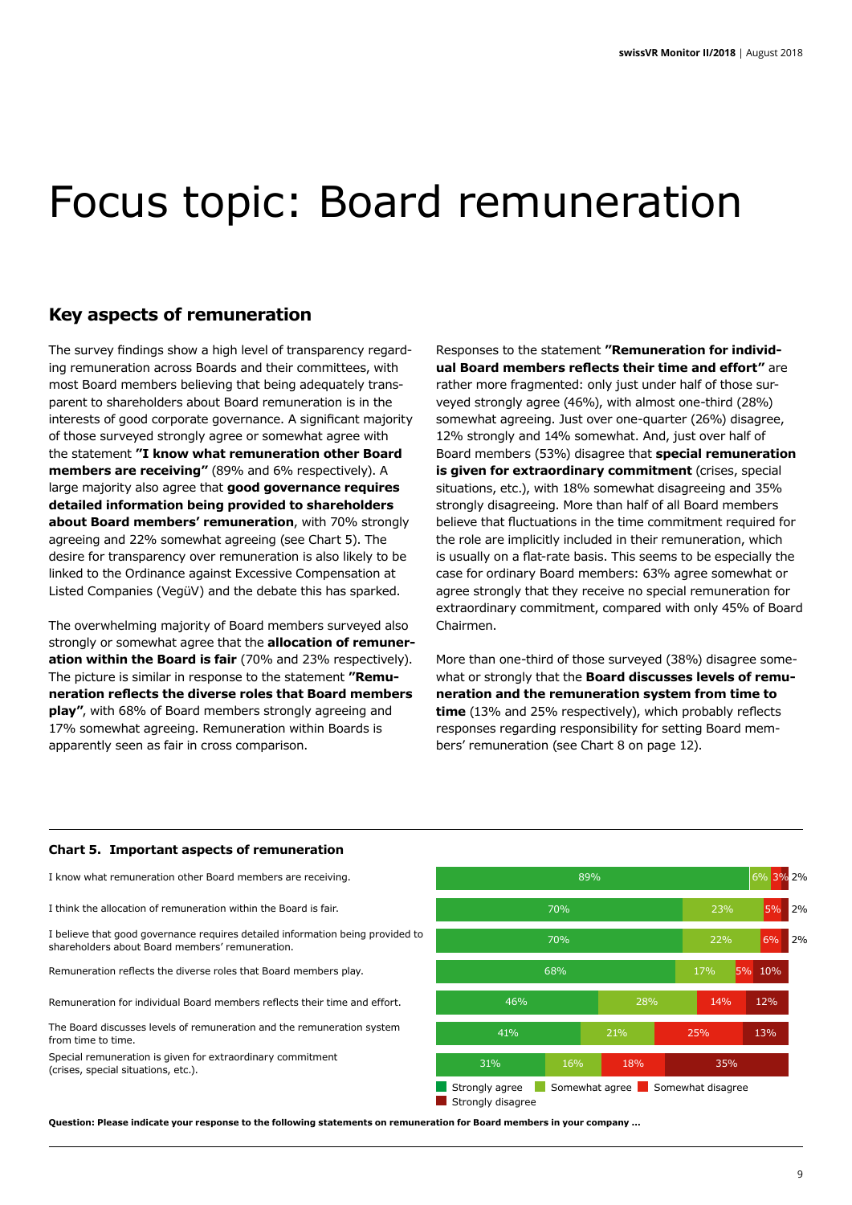# Focus topic: Board remuneration

## Key aspects of remuneration

The survey findings show a high level of transparency regarding remuneration across Boards and their committees, with most Board members believing that being adequately transparent to shareholders about Board remuneration is in the interests of good corporate governance. A significant majority of those surveyed strongly agree or somewhat agree with the statement **"I know what remuneration other Board members are receiving"** (89% and 6% respectively). A large majority also agree that **good governance requires detailed information being provided to shareholders about Board members' remuneration**, with 70% strongly agreeing and 22% somewhat agreeing (see Chart 5). The desire for transparency over remuneration is also likely to be linked to the Ordinance against Excessive Compensation at Listed Companies (VegüV) and the debate this has sparked.

The overwhelming majority of Board members surveyed also strongly or somewhat agree that the **allocation of remuneration within the Board is fair** (70% and 23% respectively). The picture is similar in response to the statement **"Remuneration reflects the diverse roles that Board members play"**, with 68% of Board members strongly agreeing and 17% somewhat agreeing. Remuneration within Boards is apparently seen as fair in cross comparison.

Responses to the statement **"Remuneration for individual Board members reflects their time and effort"** are rather more fragmented: only just under half of those surveyed strongly agree (46%), with almost one-third (28%) somewhat agreeing. Just over one-quarter (26%) disagree, 12% strongly and 14% somewhat. And, just over half of Board members (53%) disagree that **special remuneration is given for extraordinary commitment** (crises, special situations, etc.), with 18% somewhat disagreeing and 35% strongly disagreeing. More than half of all Board members believe that fluctuations in the time commitment required for the role are implicitly included in their remuneration, which is usually on a flat-rate basis. This seems to be especially the case for ordinary Board members: 63% agree somewhat or agree strongly that they receive no special remuneration for extraordinary commitment, compared with only 45% of Board Chairmen.

More than one-third of those surveyed (38%) disagree somewhat or strongly that the **Board discusses levels of remuneration and the remuneration system from time to time** (13% and 25% respectively), which probably reflects responses regarding responsibility for setting Board members' remuneration (see Chart 8 on page 12).

**Chart 5. Important aspects of remuneration**

I know what remuneration other Board members are receiving.
89% 6% 3% 2%

I think the allocation of remuneration within the Board is fair.
70% 23% 5% 2%

I believe that good governance requires detailed information being provided to shareholders about Board members' remuneration.
70% 22% 6% 2%

Remuneration reflects the diverse roles that Board members play.
68% 17% 5% 10%

Remuneration for individual Board members reflects their time and effort.
46% 28% 14% 12%

The Board discusses levels of remuneration and the remuneration system from time to time.
41% 21% 25% 13%

Special remuneration is given for extraordinary commitment (crises, special situations, etc.).
31% 16% 18% 35%

Strongly agree | Somewhat agree | Somewhat disagree | Strongly disagree

**Question: Please indicate your response to the following statements on remuneration for Board members in your company …**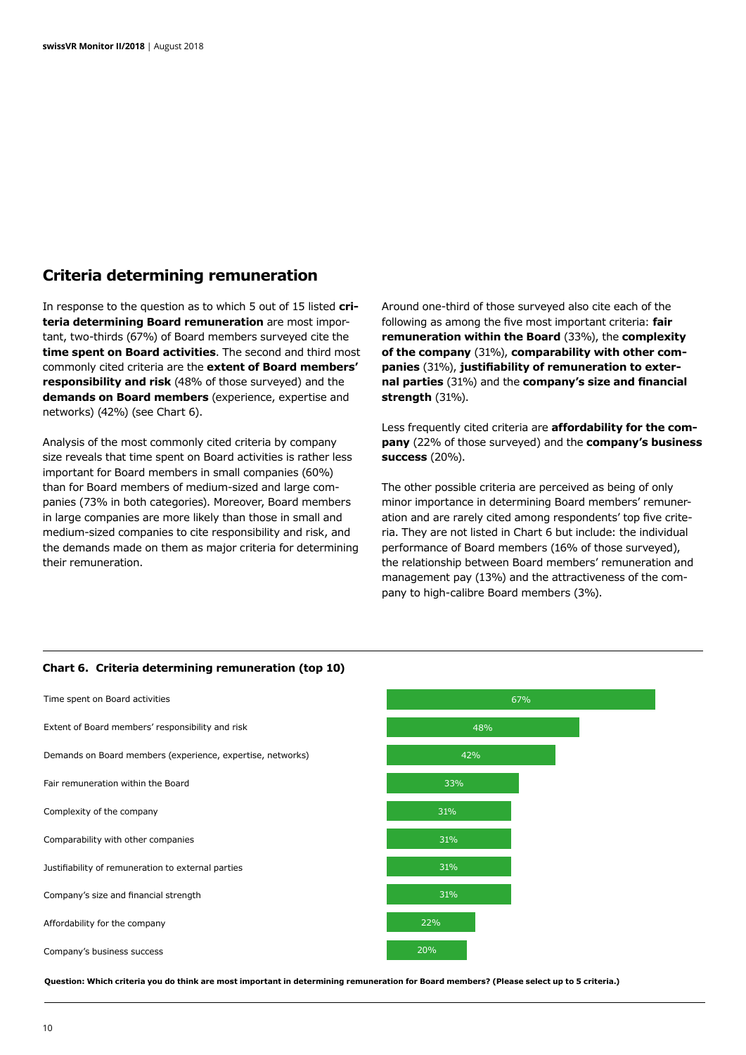## Criteria determining remuneration

In response to the question as to which 5 out of 15 listed **criteria determining Board remuneration** are most important, two-thirds (67%) of Board members surveyed cite the **time spent on Board activities**. The second and third most commonly cited criteria are the **extent of Board members' responsibility and risk** (48% of those surveyed) and the **demands on Board members** (experience, expertise and networks) (42%) (see Chart 6).

Analysis of the most commonly cited criteria by company size reveals that time spent on Board activities is rather less important for Board members in small companies (60%) than for Board members of medium-sized and large companies (73% in both categories). Moreover, Board members in large companies are more likely than those in small and medium-sized companies to cite responsibility and risk, and the demands made on them as major criteria for determining their remuneration.

Around one-third of those surveyed also cite each of the following as among the five most important criteria: **fair remuneration within the Board** (33%), the **complexity of the company** (31%), **comparability with other companies** (31%), **justifiability of remuneration to external parties** (31%) and the **company's size and financial strength** (31%).

Less frequently cited criteria are **affordability for the company** (22% of those surveyed) and the **company's business success** (20%).

The other possible criteria are perceived as being of only minor importance in determining Board members' remuneration and are rarely cited among respondents' top five criteria. They are not listed in Chart 6 but include: the individual performance of Board members (16% of those surveyed), the relationship between Board members' remuneration and management pay (13%) and the attractiveness of the company to high-calibre Board members (3%).

**Chart 6. Criteria determining remuneration (top 10)**

Time spent on Board activities 67%
Extent of Board members' responsibility and risk 48%
Demands on Board members (experience, expertise, networks) 42%
Fair remuneration within the Board 33%
Complexity of the company 31%
Comparability with other companies 31%
Justifiability of remuneration to external parties 31%
Company's size and financial strength 31%
Affordability for the company 22%
Company's business success 20%

**Question: Which criteria you do think are most important in determining remuneration for Board members? (Please select up to 5 criteria.)**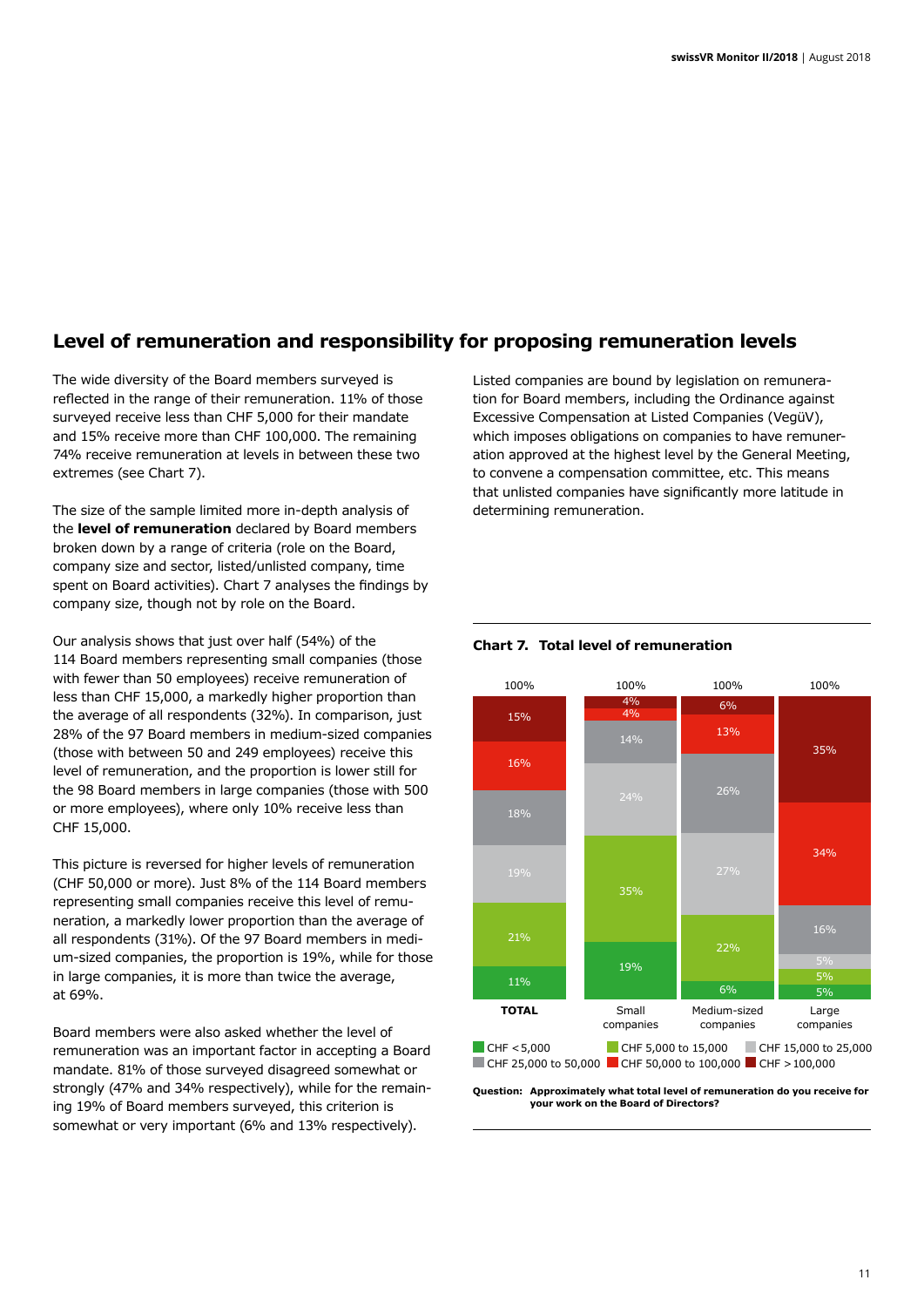## Level of remuneration and responsibility for proposing remuneration levels

The wide diversity of the Board members surveyed is reflected in the range of their remuneration. 11% of those surveyed receive less than CHF 5,000 for their mandate and 15% receive more than CHF 100,000. The remaining 74% receive remuneration at levels in between these two extremes (see Chart 7).

The size of the sample limited more in-depth analysis of the **level of remuneration** declared by Board members broken down by a range of criteria (role on the Board, company size and sector, listed/unlisted company, time spent on Board activities). Chart 7 analyses the findings by company size, though not by role on the Board.

Our analysis shows that just over half (54%) of the 114 Board members representing small companies (those with fewer than 50 employees) receive remuneration of less than CHF 15,000, a markedly higher proportion than the average of all respondents (32%). In comparison, just 28% of the 97 Board members in medium-sized companies (those with between 50 and 249 employees) receive this level of remuneration, and the proportion is lower still for the 98 Board members in large companies (those with 500 or more employees), where only 10% receive less than CHF 15,000.

This picture is reversed for higher levels of remuneration (CHF 50,000 or more). Just 8% of the 114 Board members representing small companies receive this level of remuneration, a markedly lower proportion than the average of all respondents (31%). Of the 97 Board members in medium-sized companies, the proportion is 19%, while for those in large companies, it is more than twice the average, at 69%.

Board members were also asked whether the level of remuneration was an important factor in accepting a Board mandate. 81% of those surveyed disagreed somewhat or strongly (47% and 34% respectively), while for the remaining 19% of Board members surveyed, this criterion is somewhat or very important (6% and 13% respectively).

Listed companies are bound by legislation on remuneration for Board members, including the Ordinance against Excessive Compensation at Listed Companies (VegüV), which imposes obligations on companies to have remuneration approved at the highest level by the General Meeting, to convene a compensation committee, etc. This means that unlisted companies have significantly more latitude in determining remuneration.

**Chart 7. Total level of remuneration**

100% 100% 100% 100%

TOTAL: 15%, 16%, 18%, 19%, 21%, 11%

Small companies: 4%, 4%, 14%, 24%, 35%, 19%

Medium-sized companies: 6%, 13%, 26%, 27%, 22%, 6%

Large companies: 35%, 34%, 16%, 5%, 5%, 5%

CHF < 5,000
CHF 5,000 to 15,000
CHF 15,000 to 25,000
CHF 25,000 to 50,000
CHF 50,000 to 100,000
CHF > 100,000

**Question: Approximately what total level of remuneration do you receive for your work on the Board of Directors?**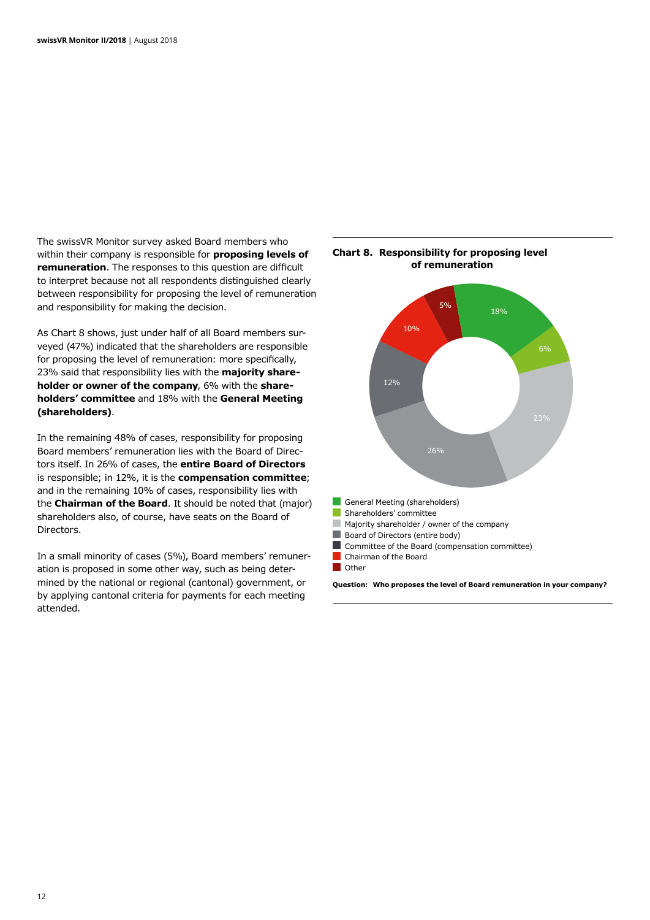The swissVR Monitor survey asked Board members who within their company is responsible for **proposing levels of remuneration**. The responses to this question are difficult to interpret because not all respondents distinguished clearly between responsibility for proposing the level of remuneration and responsibility for making the decision.

As Chart 8 shows, just under half of all Board members surveyed (47%) indicated that the shareholders are responsible for proposing the level of remuneration: more specifically, 23% said that responsibility lies with the **majority shareholder or owner of the company**, 6% with the **shareholders' committee** and 18% with the **General Meeting (shareholders)**.

In the remaining 48% of cases, responsibility for proposing Board members' remuneration lies with the Board of Directors itself. In 26% of cases, the **entire Board of Directors** is responsible; in 12%, it is the **compensation committee**; and in the remaining 10% of cases, responsibility lies with the **Chairman of the Board**. It should be noted that (major) shareholders also, of course, have seats on the Board of Directors.

In a small minority of cases (5%), Board members' remuneration is proposed in some other way, such as being determined by the national or regional (cantonal) government, or by applying cantonal criteria for payments for each meeting attended.

**Chart 8. Responsibility for proposing level of remuneration**

5%
18%
6%
23%
26%
12%
10%

- General Meeting (shareholders)
- Shareholders' committee
- Majority shareholder / owner of the company
- Board of Directors (entire body)
- Committee of the Board (compensation committee)
- Chairman of the Board
- Other

**Question: Who proposes the level of Board remuneration in your company?**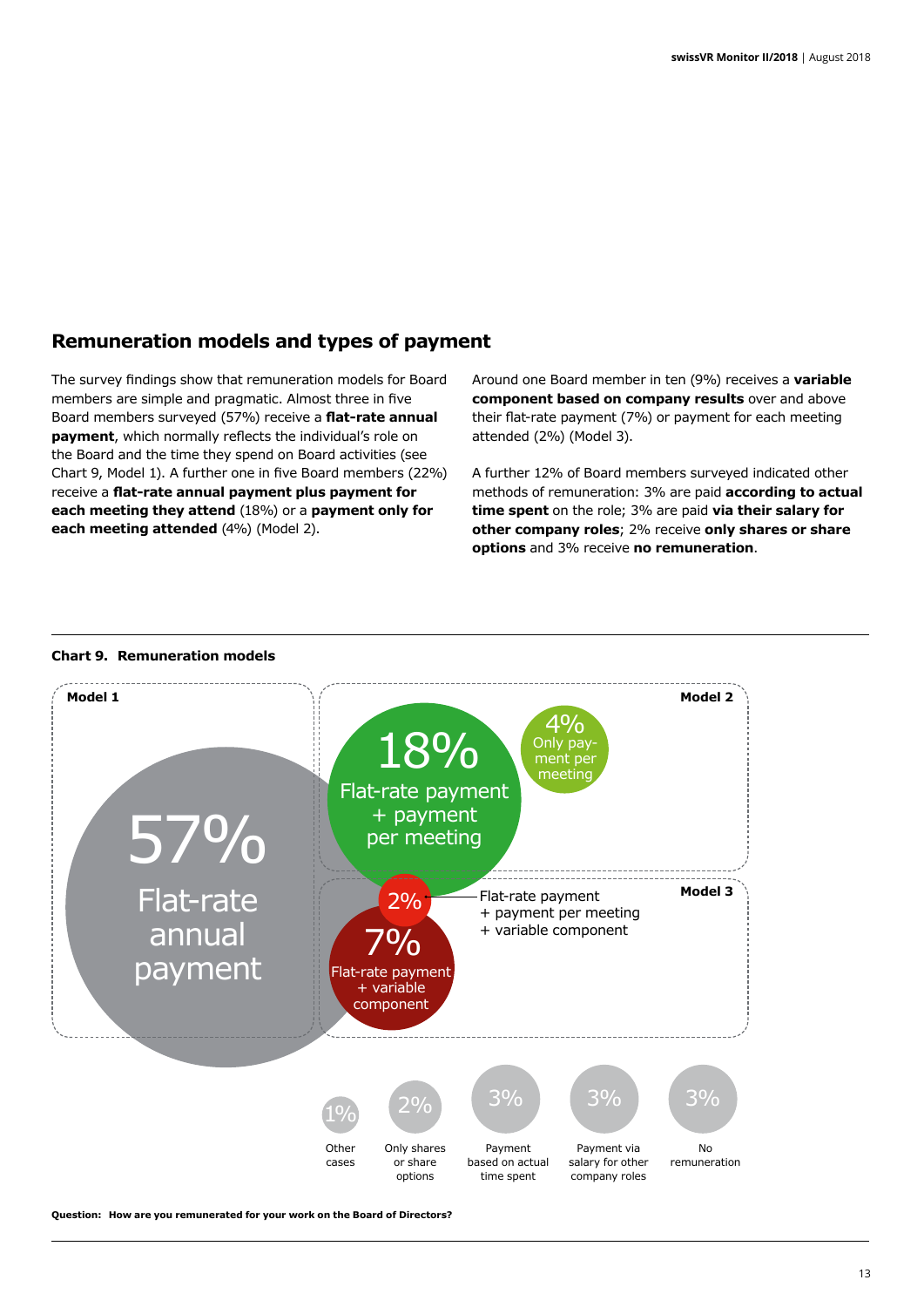## Remuneration models and types of payment

The survey findings show that remuneration models for Board members are simple and pragmatic. Almost three in five Board members surveyed (57%) receive a **flat-rate annual payment**, which normally reflects the individual's role on the Board and the time they spend on Board activities (see Chart 9, Model 1). A further one in five Board members (22%) receive a **flat-rate annual payment plus payment for each meeting they attend** (18%) or a **payment only for each meeting attended** (4%) (Model 2).

Around one Board member in ten (9%) receives a **variable component based on company results** over and above their flat-rate payment (7%) or payment for each meeting attended (2%) (Model 3).

A further 12% of Board members surveyed indicated other methods of remuneration: 3% are paid **according to actual time spent** on the role; 3% are paid **via their salary for other company roles**; 2% receive **only shares or share options** and 3% receive **no remuneration**.

**Chart 9. Remuneration models**

Model 1

57%
Flat-rate annual payment

Model 2

18%
Flat-rate payment + payment per meeting

4%
Only payment per meeting

Model 3

2%
Flat-rate payment + payment per meeting + variable component

7%
Flat-rate payment + variable component

1%
Other cases

2%
Only shares or share options

3%
Payment based on actual time spent

3%
Payment via salary for other company roles

3%
No remuneration

**Question: How are you remunerated for your work on the Board of Directors?**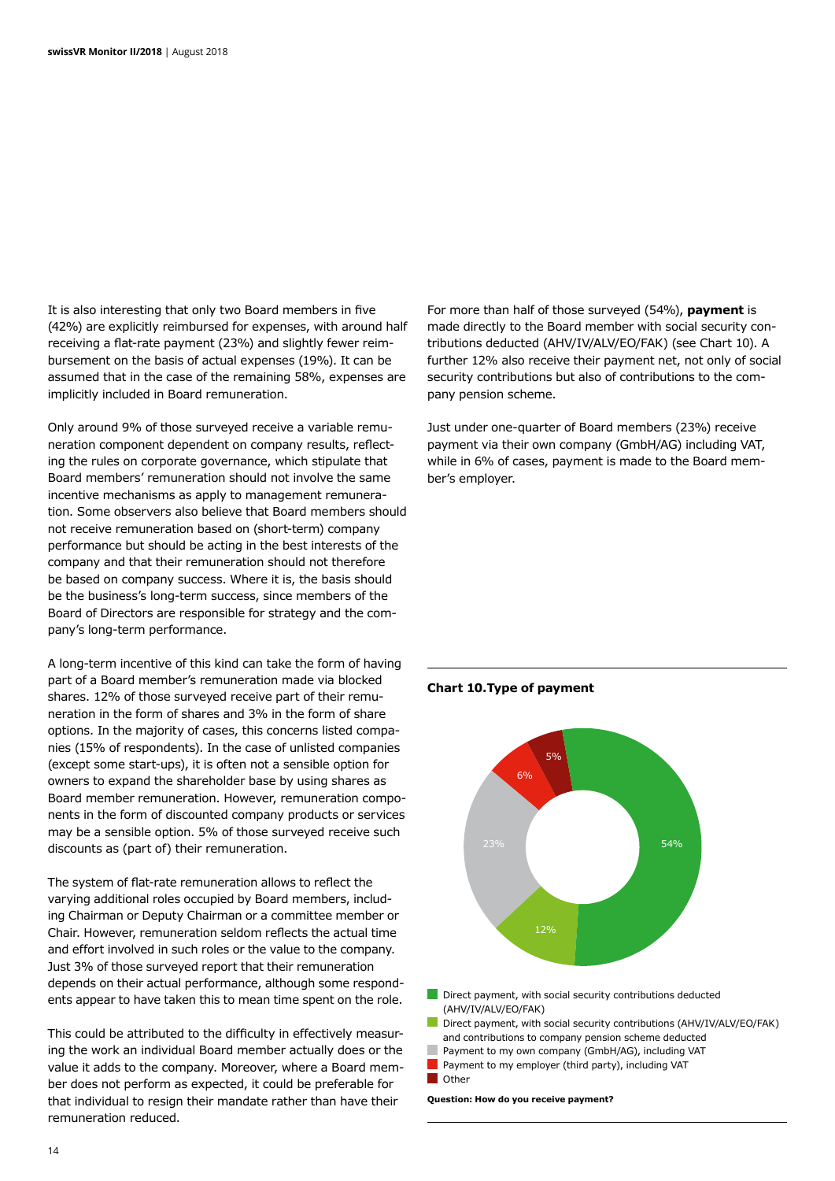It is also interesting that only two Board members in five (42%) are explicitly reimbursed for expenses, with around half receiving a flat-rate payment (23%) and slightly fewer reimbursement on the basis of actual expenses (19%). It can be assumed that in the case of the remaining 58%, expenses are implicitly included in Board remuneration.

Only around 9% of those surveyed receive a variable remuneration component dependent on company results, reflecting the rules on corporate governance, which stipulate that Board members' remuneration should not involve the same incentive mechanisms as apply to management remuneration. Some observers also believe that Board members should not receive remuneration based on (short-term) company performance but should be acting in the best interests of the company and that their remuneration should not therefore be based on company success. Where it is, the basis should be the business's long-term success, since members of the Board of Directors are responsible for strategy and the company's long-term performance.

A long-term incentive of this kind can take the form of having part of a Board member's remuneration made via blocked shares. 12% of those surveyed receive part of their remuneration in the form of shares and 3% in the form of share options. In the majority of cases, this concerns listed companies (15% of respondents). In the case of unlisted companies (except some start-ups), it is often not a sensible option for owners to expand the shareholder base by using shares as Board member remuneration. However, remuneration components in the form of discounted company products or services may be a sensible option. 5% of those surveyed receive such discounts as (part of) their remuneration.

The system of flat-rate remuneration allows to reflect the varying additional roles occupied by Board members, including Chairman or Deputy Chairman or a committee member or Chair. However, remuneration seldom reflects the actual time and effort involved in such roles or the value to the company. Just 3% of those surveyed report that their remuneration depends on their actual performance, although some respondents appear to have taken this to mean time spent on the role.

This could be attributed to the difficulty in effectively measuring the work an individual Board member actually does or the value it adds to the company. Moreover, where a Board member does not perform as expected, it could be preferable for that individual to resign their mandate rather than have their remuneration reduced.

For more than half of those surveyed (54%), **payment** is made directly to the Board member with social security contributions deducted (AHV/IV/ALV/EO/FAK) (see Chart 10). A further 12% also receive their payment net, not only of social security contributions but also of contributions to the company pension scheme.

Just under one-quarter of Board members (23%) receive payment via their own company (GmbH/AG) including VAT, while in 6% of cases, payment is made to the Board member's employer.

**Chart 10. Type of payment**

54%
12%
23%
6%
5%

- Direct payment, with social security contributions deducted (AHV/IV/ALV/EO/FAK)
- Direct payment, with social security contributions (AHV/IV/ALV/EO/FAK) and contributions to company pension scheme deducted
- Payment to my own company (GmbH/AG), including VAT
- Payment to my employer (third party), including VAT
- Other

**Question: How do you receive payment?**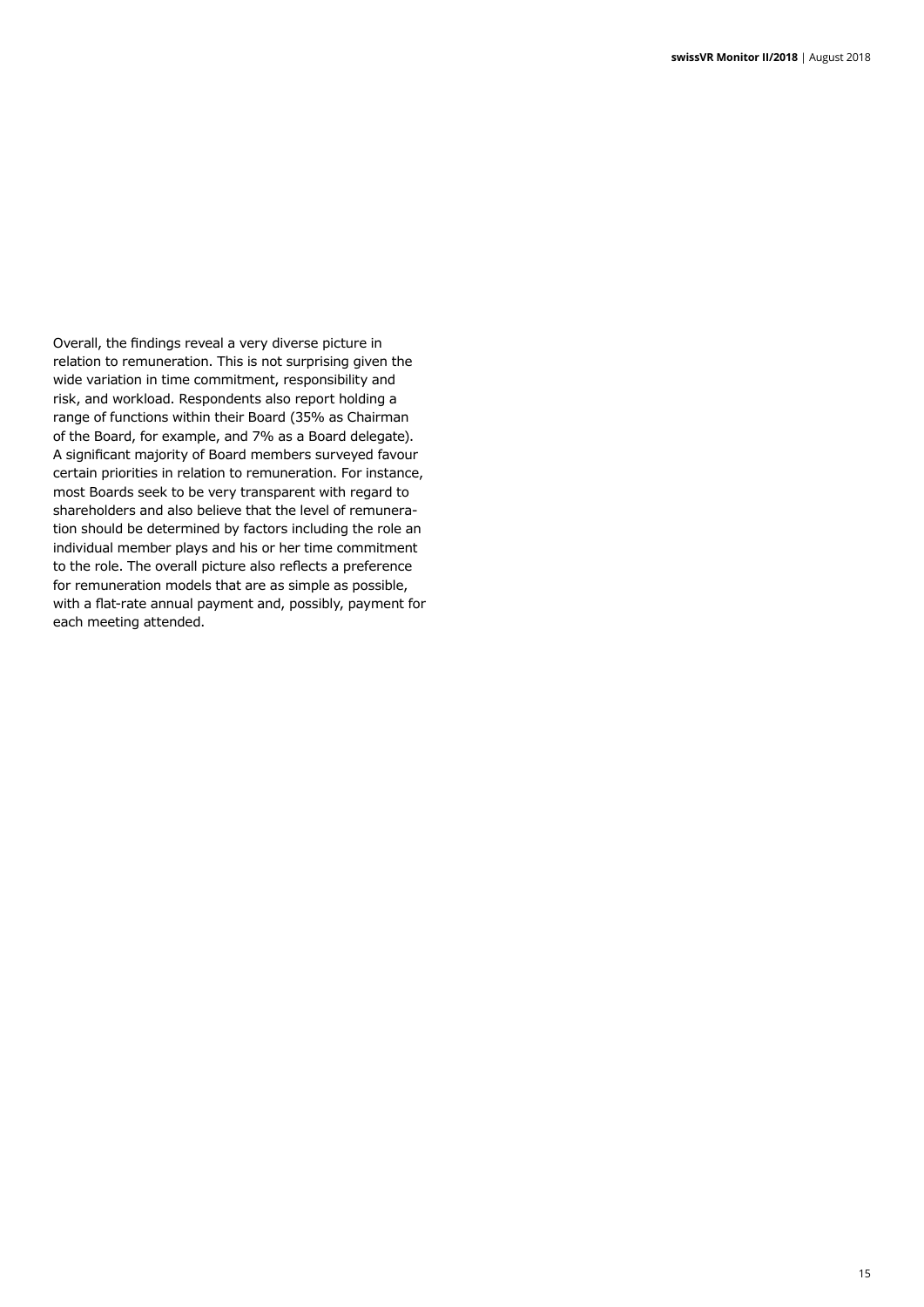Overall, the findings reveal a very diverse picture in relation to remuneration. This is not surprising given the wide variation in time commitment, responsibility and risk, and workload. Respondents also report holding a range of functions within their Board (35% as Chairman of the Board, for example, and 7% as a Board delegate). A significant majority of Board members surveyed favour certain priorities in relation to remuneration. For instance, most Boards seek to be very transparent with regard to shareholders and also believe that the level of remuneration should be determined by factors including the role an individual member plays and his or her time commitment to the role. The overall picture also reflects a preference for remuneration models that are as simple as possible, with a flat-rate annual payment and, possibly, payment for each meeting attended.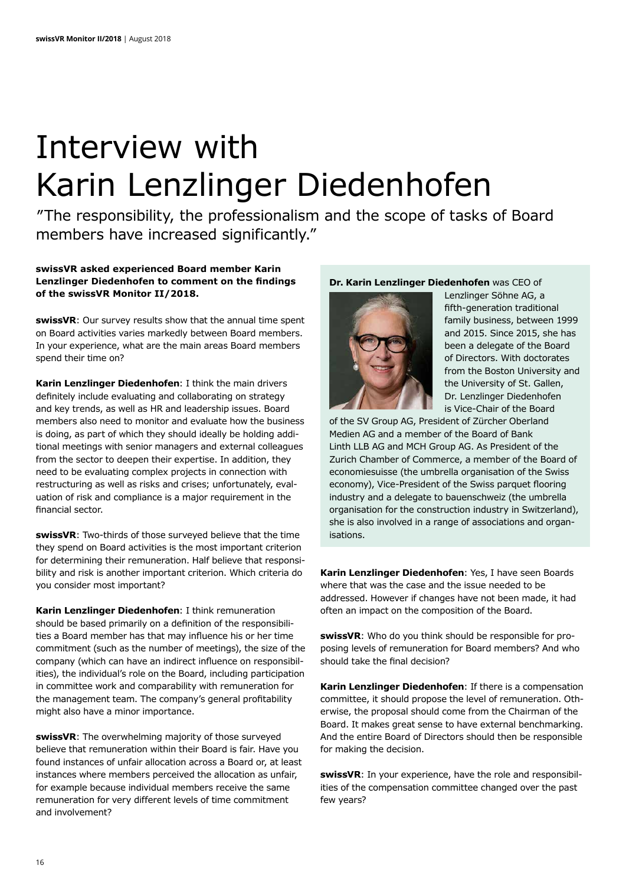# Interview with Karin Lenzlinger Diedenhofen

"The responsibility, the professionalism and the scope of tasks of Board members have increased significantly."

**swissVR asked experienced Board member Karin Lenzlinger Diedenhofen to comment on the findings of the swissVR Monitor II/2018.**

**swissVR**: Our survey results show that the annual time spent on Board activities varies markedly between Board members. In your experience, what are the main areas Board members spend their time on?

**Karin Lenzlinger Diedenhofen**: I think the main drivers definitely include evaluating and collaborating on strategy and key trends, as well as HR and leadership issues. Board members also need to monitor and evaluate how the business is doing, as part of which they should ideally be holding additional meetings with senior managers and external colleagues from the sector to deepen their expertise. In addition, they need to be evaluating complex projects in connection with restructuring as well as risks and crises; unfortunately, evaluation of risk and compliance is a major requirement in the financial sector.

**swissVR**: Two-thirds of those surveyed believe that the time they spend on Board activities is the most important criterion for determining their remuneration. Half believe that responsibility and risk is another important criterion. Which criteria do you consider most important?

**Karin Lenzlinger Diedenhofen**: I think remuneration should be based primarily on a definition of the responsibilities a Board member has that may influence his or her time commitment (such as the number of meetings), the size of the company (which can have an indirect influence on responsibilities), the individual's role on the Board, including participation in committee work and comparability with remuneration for the management team. The company's general profitability might also have a minor importance.

**swissVR**: The overwhelming majority of those surveyed believe that remuneration within their Board is fair. Have you found instances of unfair allocation across a Board or, at least instances where members perceived the allocation as unfair, for example because individual members receive the same remuneration for very different levels of time commitment and involvement?

**Dr. Karin Lenzlinger Diedenhofen** was CEO of Lenzlinger Söhne AG, a fifth-generation traditional family business, between 1999 and 2015. Since 2015, she has been a delegate of the Board of Directors. With doctorates from the Boston University and the University of St. Gallen, Dr. Lenzlinger Diedenhofen is Vice-Chair of the Board of the SV Group AG, President of Zürcher Oberland Medien AG and a member of the Board of Bank Linth LLB AG and MCH Group AG. As President of the Zurich Chamber of Commerce, a member of the Board of economiesuisse (the umbrella organisation of the Swiss economy), Vice-President of the Swiss parquet flooring industry and a delegate to bauenschweiz (the umbrella organisation for the construction industry in Switzerland), she is also involved in a range of associations and organisations.

**Karin Lenzlinger Diedenhofen**: Yes, I have seen Boards where that was the case and the issue needed to be addressed. However if changes have not been made, it had often an impact on the composition of the Board.

**swissVR**: Who do you think should be responsible for proposing levels of remuneration for Board members? And who should take the final decision?

**Karin Lenzlinger Diedenhofen**: If there is a compensation committee, it should propose the level of remuneration. Otherwise, the proposal should come from the Chairman of the Board. It makes great sense to have external benchmarking. And the entire Board of Directors should then be responsible for making the decision.

**swissVR**: In your experience, have the role and responsibilities of the compensation committee changed over the past few years?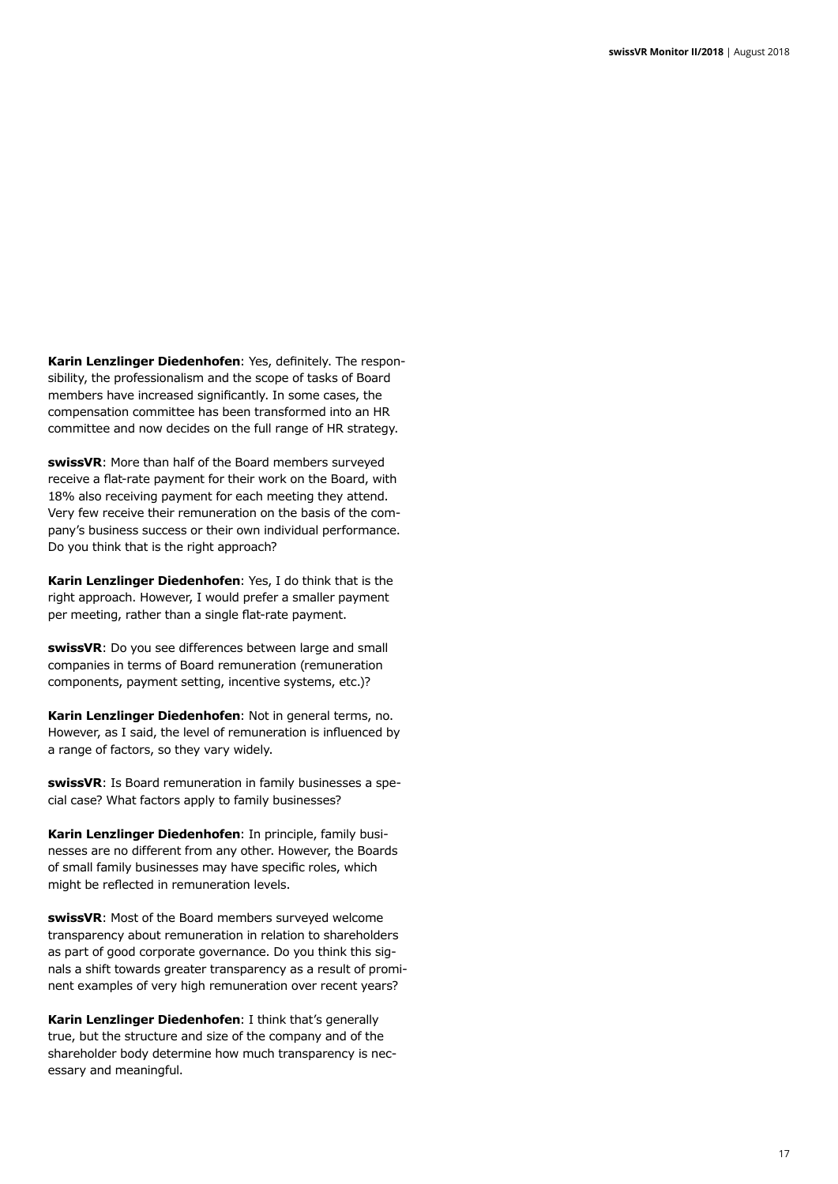**Karin Lenzlinger Diedenhofen**: Yes, definitely. The responsibility, the professionalism and the scope of tasks of Board members have increased significantly. In some cases, the compensation committee has been transformed into an HR committee and now decides on the full range of HR strategy.

**swissVR**: More than half of the Board members surveyed receive a flat-rate payment for their work on the Board, with 18% also receiving payment for each meeting they attend. Very few receive their remuneration on the basis of the company's business success or their own individual performance. Do you think that is the right approach?

**Karin Lenzlinger Diedenhofen**: Yes, I do think that is the right approach. However, I would prefer a smaller payment per meeting, rather than a single flat-rate payment.

**swissVR**: Do you see differences between large and small companies in terms of Board remuneration (remuneration components, payment setting, incentive systems, etc.)?

**Karin Lenzlinger Diedenhofen**: Not in general terms, no. However, as I said, the level of remuneration is influenced by a range of factors, so they vary widely.

**swissVR**: Is Board remuneration in family businesses a special case? What factors apply to family businesses?

**Karin Lenzlinger Diedenhofen**: In principle, family businesses are no different from any other. However, the Boards of small family businesses may have specific roles, which might be reflected in remuneration levels.

**swissVR**: Most of the Board members surveyed welcome transparency about remuneration in relation to shareholders as part of good corporate governance. Do you think this signals a shift towards greater transparency as a result of prominent examples of very high remuneration over recent years?

**Karin Lenzlinger Diedenhofen**: I think that's generally true, but the structure and size of the company and of the shareholder body determine how much transparency is necessary and meaningful.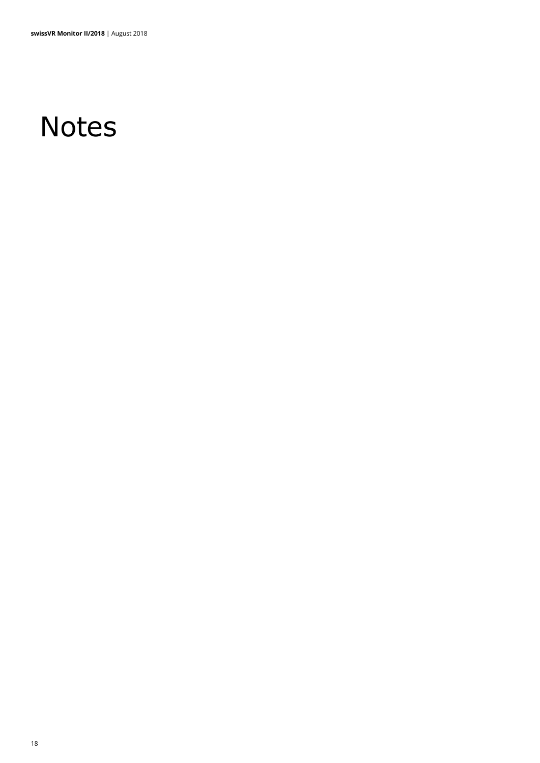# Notes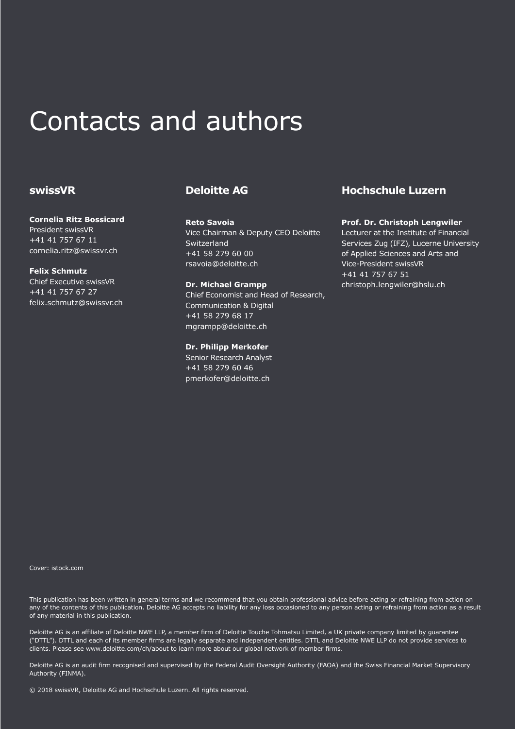# Contacts and authors

## swissVR

**Cornelia Ritz Bossicard**
President swissVR
+41 41 757 67 11
cornelia.ritz@swissvr.ch

**Felix Schmutz**
Chief Executive swissVR
+41 41 757 67 27
felix.schmutz@swissvr.ch

## Deloitte AG

**Reto Savoia**
Vice Chairman & Deputy CEO Deloitte Switzerland
+41 58 279 60 00
rsavoia@deloitte.ch

**Dr. Michael Grampp**
Chief Economist and Head of Research, Communication & Digital
+41 58 279 68 17
mgrampp@deloitte.ch

**Dr. Philipp Merkofer**
Senior Research Analyst
+41 58 279 60 46
pmerkofer@deloitte.ch

## Hochschule Luzern

**Prof. Dr. Christoph Lengwiler**
Lecturer at the Institute of Financial Services Zug (IFZ), Lucerne University of Applied Sciences and Arts and Vice-President swissVR
+41 41 757 67 51
christoph.lengwiler@hslu.ch

Cover: istock.com

This publication has been written in general terms and we recommend that you obtain professional advice before acting or refraining from action on any of the contents of this publication. Deloitte AG accepts no liability for any loss occasioned to any person acting or refraining from action as a result of any material in this publication.

Deloitte AG is an affiliate of Deloitte NWE LLP, a member firm of Deloitte Touche Tohmatsu Limited, a UK private company limited by guarantee ("DTTL"). DTTL and each of its member firms are legally separate and independent entities. DTTL and Deloitte NWE LLP do not provide services to clients. Please see www.deloitte.com/ch/about to learn more about our global network of member firms.

Deloitte AG is an audit firm recognised and supervised by the Federal Audit Oversight Authority (FAOA) and the Swiss Financial Market Supervisory Authority (FINMA).

© 2018 swissVR, Deloitte AG and Hochschule Luzern. All rights reserved.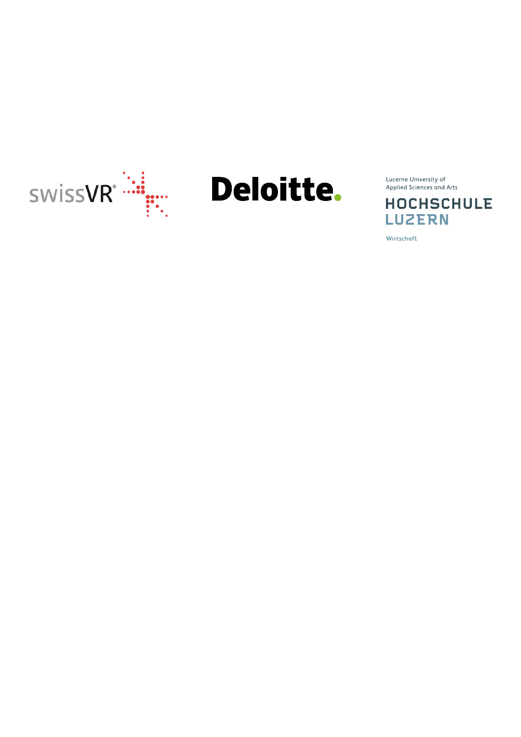swissVR®

Deloitte.

Lucerne University of
Applied Sciences and Arts

HOCHSCHULE
LUZERN

Wirtschaft